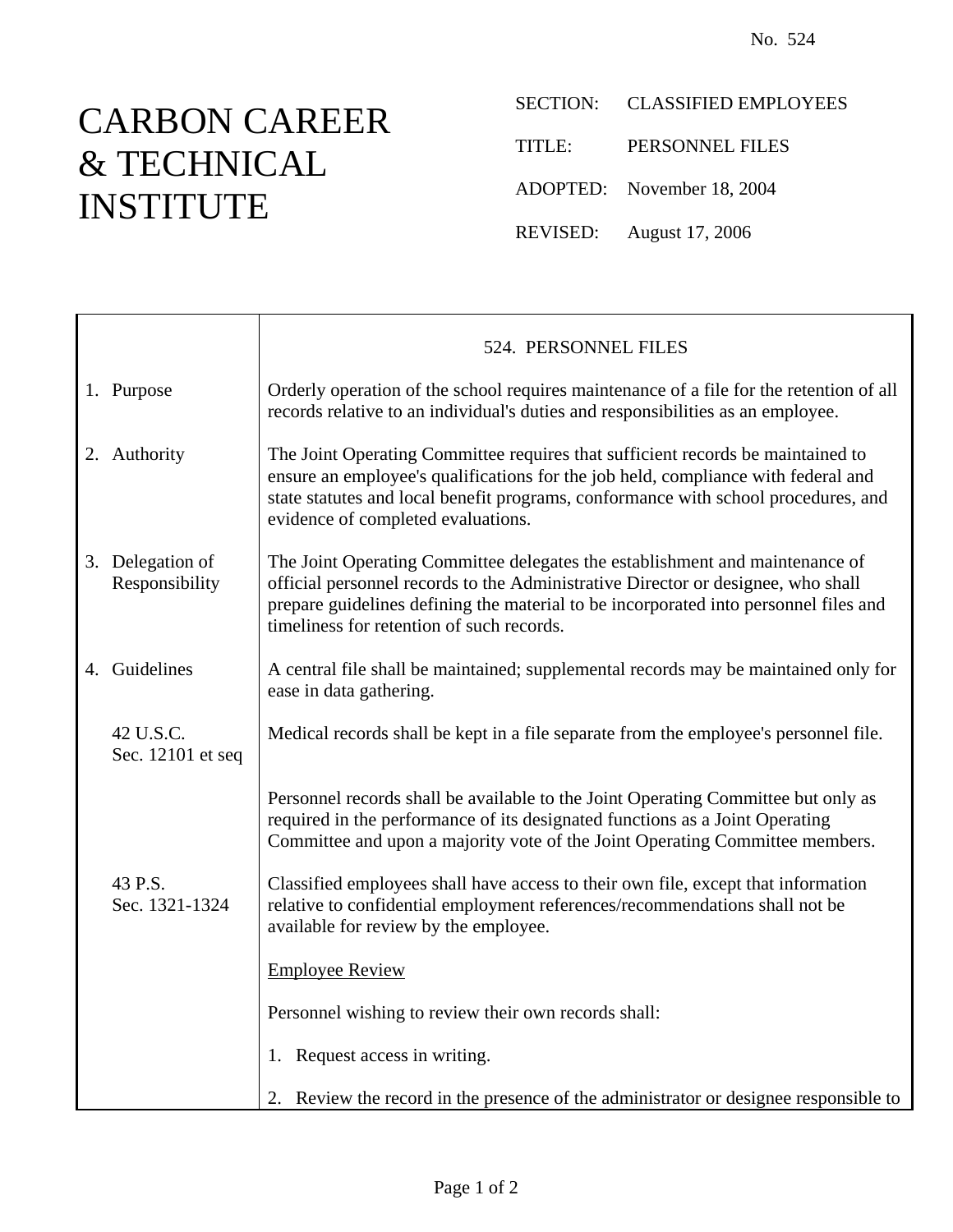No. 524

# CARBON CAREER & TECHNICAL INSTITUTE

SECTION: CLASSIFIED EMPLOYEES

TITLE: PERSONNEL FILES

ADOPTED: November 18, 2004

REVISED: August 17, 2006

## 524. PERSONNEL FILES

**1. Purpose**

Orderly operation of the school requires maintenance of a file for the retention of all records relative to an individual's duties and responsibilities as an employee.

**2. Authority**

The Joint Operating Committee requires that sufficient records be maintained to ensure an employee's qualifications for the job held, compliance with federal and state statutes and local benefit programs, conformance with school procedures, and evidence of completed evaluations.

**3. Delegation of Responsibility**

The Joint Operating Committee delegates the establishment and maintenance of official personnel records to the Administrative Director or designee, who shall prepare guidelines defining the material to be incorporated into personnel files and timeliness for retention of such records.

**4. Guidelines**

A central file shall be maintained; supplemental records may be maintained only for ease in data gathering.

*42 U.S.C. Sec. 12101 et seq*

Medical records shall be kept in a file separate from the employee's personnel file.

Personnel records shall be available to the Joint Operating Committee but only as required in the performance of its designated functions as a Joint Operating Committee and upon a majority vote of the Joint Operating Committee members.

*43 P.S. Sec. 1321-1324*

Classified employees shall have access to their own file, except that information relative to confidential employment references/recommendations shall not be available for review by the employee.

<u>Employee Review</u>

Personnel wishing to review their own records shall:

1. Request access in writing.

2. Review the record in the presence of the administrator or designee responsible to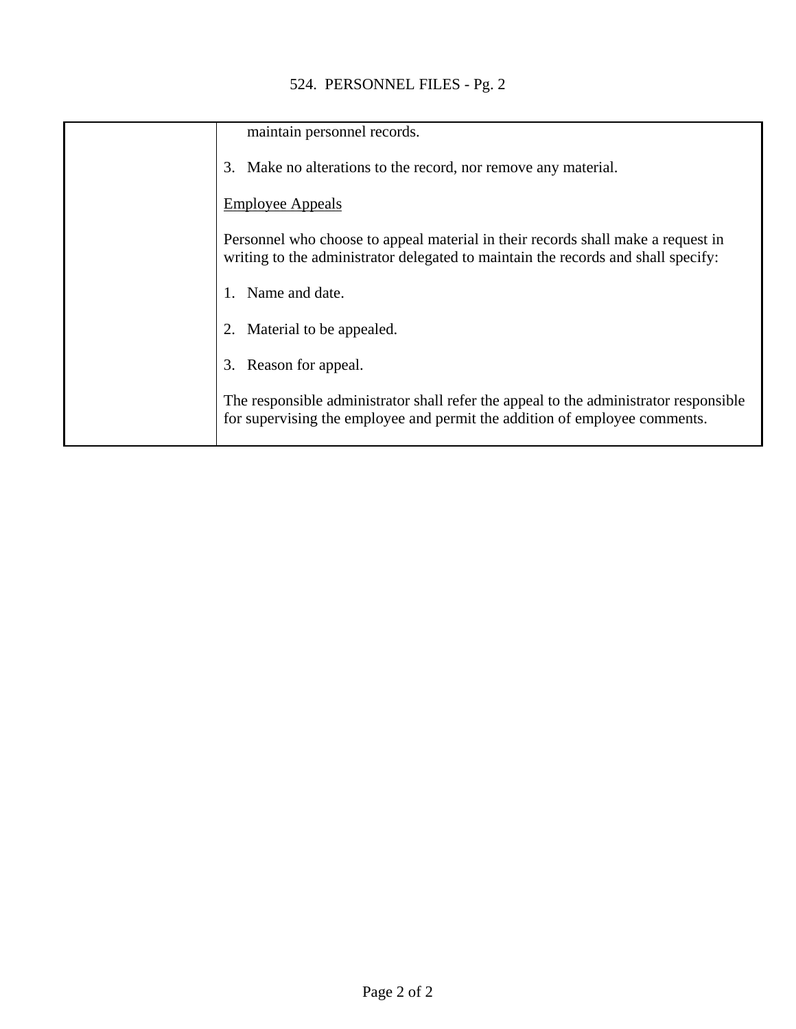maintain personnel records.

3. Make no alterations to the record, nor remove any material.

Employee Appeals

Personnel who choose to appeal material in their records shall make a request in writing to the administrator delegated to maintain the records and shall specify:

1. Name and date.

2. Material to be appealed.

3. Reason for appeal.

The responsible administrator shall refer the appeal to the administrator responsible for supervising the employee and permit the addition of employee comments.